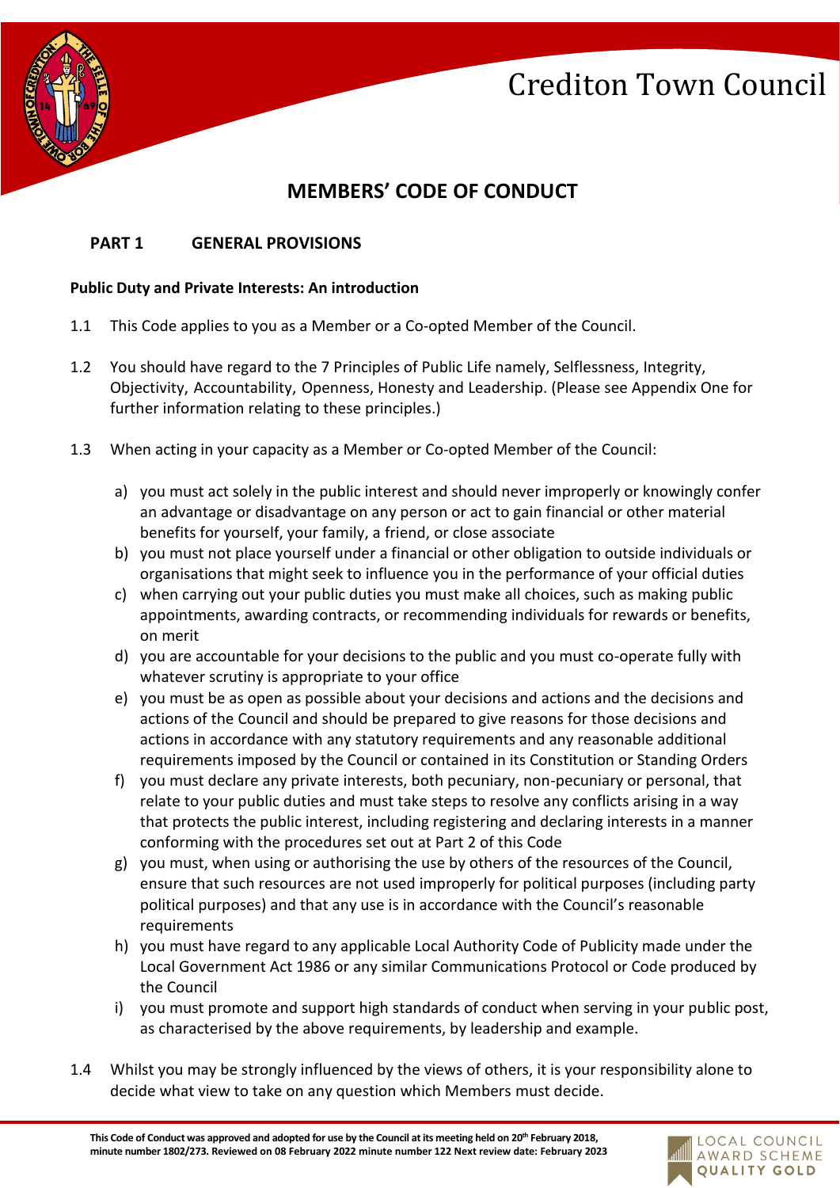Crediton Town Council

# MEMBERS' CODE OF CONDUCT

## PART 1 GENERAL PROVISIONS

### Public Duty and Private Interests: An introduction

1.1 This Code applies to you as a Member or a Co-opted Member of the Council.

1.2 You should have regard to the 7 Principles of Public Life namely, Selflessness, Integrity, Objectivity, Accountability, Openness, Honesty and Leadership. (Please see Appendix One for further information relating to these principles.)

1.3 When acting in your capacity as a Member or Co-opted Member of the Council:

a) you must act solely in the public interest and should never improperly or knowingly confer an advantage or disadvantage on any person or act to gain financial or other material benefits for yourself, your family, a friend, or close associate
b) you must not place yourself under a financial or other obligation to outside individuals or organisations that might seek to influence you in the performance of your official duties
c) when carrying out your public duties you must make all choices, such as making public appointments, awarding contracts, or recommending individuals for rewards or benefits, on merit
d) you are accountable for your decisions to the public and you must co-operate fully with whatever scrutiny is appropriate to your office
e) you must be as open as possible about your decisions and actions and the decisions and actions of the Council and should be prepared to give reasons for those decisions and actions in accordance with any statutory requirements and any reasonable additional requirements imposed by the Council or contained in its Constitution or Standing Orders
f) you must declare any private interests, both pecuniary, non-pecuniary or personal, that relate to your public duties and must take steps to resolve any conflicts arising in a way that protects the public interest, including registering and declaring interests in a manner conforming with the procedures set out at Part 2 of this Code
g) you must, when using or authorising the use by others of the resources of the Council, ensure that such resources are not used improperly for political purposes (including party political purposes) and that any use is in accordance with the Council's reasonable requirements
h) you must have regard to any applicable Local Authority Code of Publicity made under the Local Government Act 1986 or any similar Communications Protocol or Code produced by the Council
i) you must promote and support high standards of conduct when serving in your public post, as characterised by the above requirements, by leadership and example.

1.4 Whilst you may be strongly influenced by the views of others, it is your responsibility alone to decide what view to take on any question which Members must decide.

**This Code of Conduct was approved and adopted for use by the Council at its meeting held on 20th February 2018, minute number 1802/273. Reviewed on 08 February 2022 minute number 122 Next review date: February 2023**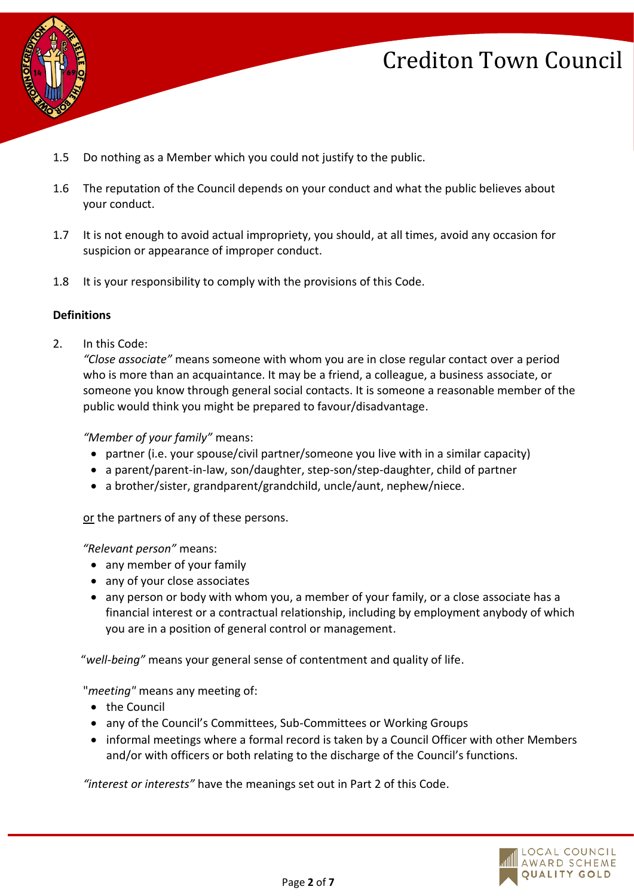1.5 Do nothing as a Member which you could not justify to the public.

1.6 The reputation of the Council depends on your conduct and what the public believes about your conduct.

1.7 It is not enough to avoid actual impropriety, you should, at all times, avoid any occasion for suspicion or appearance of improper conduct.

1.8 It is your responsibility to comply with the provisions of this Code.

**Definitions**

2. In this Code:
*"Close associate"* means someone with whom you are in close regular contact over a period who is more than an acquaintance. It may be a friend, a colleague, a business associate, or someone you know through general social contacts. It is someone a reasonable member of the public would think you might be prepared to favour/disadvantage.

*"Member of your family"* means:
- partner (i.e. your spouse/civil partner/someone you live with in a similar capacity)
- a parent/parent-in-law, son/daughter, step-son/step-daughter, child of partner
- a brother/sister, grandparent/grandchild, uncle/aunt, nephew/niece.

<u>or</u> the partners of any of these persons.

*"Relevant person"* means:
- any member of your family
- any of your close associates
- any person or body with whom you, a member of your family, or a close associate has a financial interest or a contractual relationship, including by employment anybody of which you are in a position of general control or management.

"*well-being"* means your general sense of contentment and quality of life.

"*meeting*" means any meeting of:
- the Council
- any of the Council's Committees, Sub-Committees or Working Groups
- informal meetings where a formal record is taken by a Council Officer with other Members and/or with officers or both relating to the discharge of the Council's functions.

*"interest or interests"* have the meanings set out in Part 2 of this Code.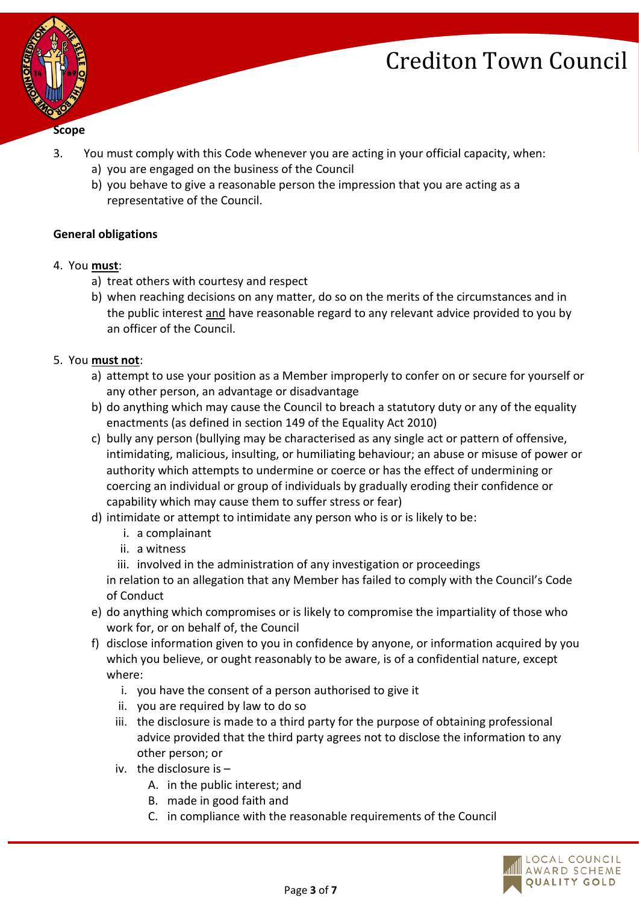**Scope**

3. You must comply with this Code whenever you are acting in your official capacity, when:
    a) you are engaged on the business of the Council
    b) you behave to give a reasonable person the impression that you are acting as a representative of the Council.

**General obligations**

4. You **must**:
    a) treat others with courtesy and respect
    b) when reaching decisions on any matter, do so on the merits of the circumstances and in the public interest and have reasonable regard to any relevant advice provided to you by an officer of the Council.

5. You **must not**:
    a) attempt to use your position as a Member improperly to confer on or secure for yourself or any other person, an advantage or disadvantage
    b) do anything which may cause the Council to breach a statutory duty or any of the equality enactments (as defined in section 149 of the Equality Act 2010)
    c) bully any person (bullying may be characterised as any single act or pattern of offensive, intimidating, malicious, insulting, or humiliating behaviour; an abuse or misuse of power or authority which attempts to undermine or coerce or has the effect of undermining or coercing an individual or group of individuals by gradually eroding their confidence or capability which may cause them to suffer stress or fear)
    d) intimidate or attempt to intimidate any person who is or is likely to be:
        i. a complainant
        ii. a witness
        iii. involved in the administration of any investigation or proceedings

       in relation to an allegation that any Member has failed to comply with the Council's Code of Conduct
    e) do anything which compromises or is likely to compromise the impartiality of those who work for, or on behalf of, the Council
    f) disclose information given to you in confidence by anyone, or information acquired by you which you believe, or ought reasonably to be aware, is of a confidential nature, except where:
        i. you have the consent of a person authorised to give it
        ii. you are required by law to do so
        iii. the disclosure is made to a third party for the purpose of obtaining professional advice provided that the third party agrees not to disclose the information to any other person; or
        iv. the disclosure is –
            A. in the public interest; and
            B. made in good faith and
            C. in compliance with the reasonable requirements of the Council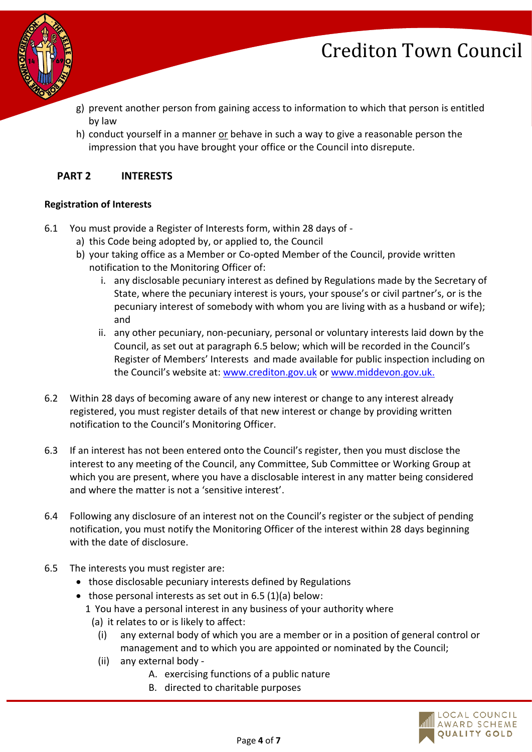g) prevent another person from gaining access to information to which that person is entitled by law

h) conduct yourself in a manner <u>or</u> behave in such a way to give a reasonable person the impression that you have brought your office or the Council into disrepute.

## PART 2 INTERESTS

**Registration of Interests**

6.1 You must provide a Register of Interests form, within 28 days of -

  a) this Code being adopted by, or applied to, the Council
  b) your taking office as a Member or Co-opted Member of the Council, provide written notification to the Monitoring Officer of:
     i. any disclosable pecuniary interest as defined by Regulations made by the Secretary of State, where the pecuniary interest is yours, your spouse's or civil partner's, or is the pecuniary interest of somebody with whom you are living with as a husband or wife); and
     ii. any other pecuniary, non-pecuniary, personal or voluntary interests laid down by the Council, as set out at paragraph 6.5 below; which will be recorded in the Council's Register of Members' Interests and made available for public inspection including on the Council's website at: [www.crediton.gov.uk](http://www.crediton.gov.uk) or [www.middevon.gov.uk.](http://www.middevon.gov.uk)

6.2 Within 28 days of becoming aware of any new interest or change to any interest already registered, you must register details of that new interest or change by providing written notification to the Council's Monitoring Officer.

6.3 If an interest has not been entered onto the Council's register, then you must disclose the interest to any meeting of the Council, any Committee, Sub Committee or Working Group at which you are present, where you have a disclosable interest in any matter being considered and where the matter is not a 'sensitive interest'.

6.4 Following any disclosure of an interest not on the Council's register or the subject of pending notification, you must notify the Monitoring Officer of the interest within 28 days beginning with the date of disclosure.

6.5 The interests you must register are:

- those disclosable pecuniary interests defined by Regulations
- those personal interests as set out in 6.5 (1)(a) below:

  1 You have a personal interest in any business of your authority where
    (a) it relates to or is likely to affect:
      (i) any external body of which you are a member or in a position of general control or management and to which you are appointed or nominated by the Council;
      (ii) any external body -
        A. exercising functions of a public nature
        B. directed to charitable purposes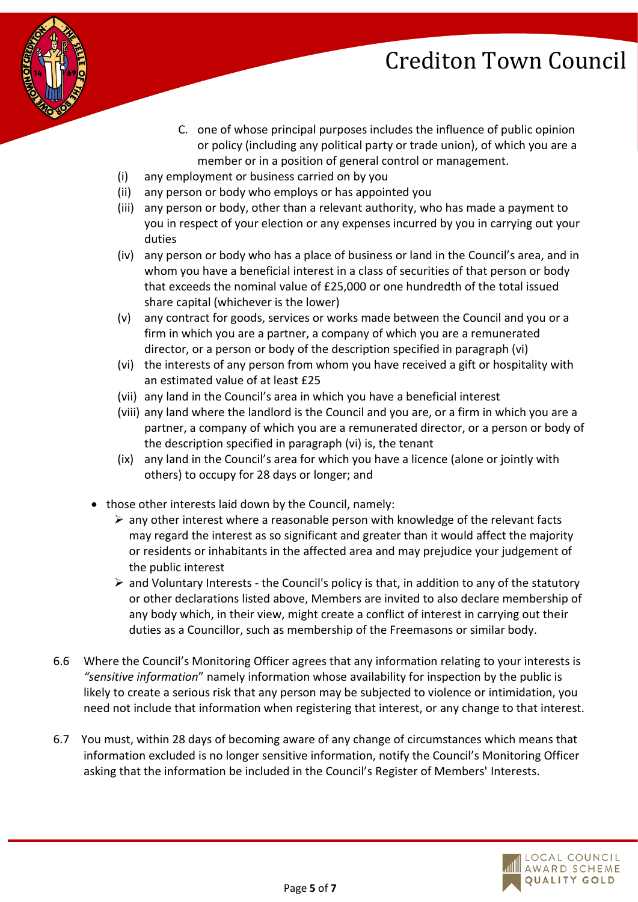C. one of whose principal purposes includes the influence of public opinion or policy (including any political party or trade union), of which you are a member or in a position of general control or management.

(i) any employment or business carried on by you

(ii) any person or body who employs or has appointed you

(iii) any person or body, other than a relevant authority, who has made a payment to you in respect of your election or any expenses incurred by you in carrying out your duties

(iv) any person or body who has a place of business or land in the Council's area, and in whom you have a beneficial interest in a class of securities of that person or body that exceeds the nominal value of £25,000 or one hundredth of the total issued share capital (whichever is the lower)

(v) any contract for goods, services or works made between the Council and you or a firm in which you are a partner, a company of which you are a remunerated director, or a person or body of the description specified in paragraph (vi)

(vi) the interests of any person from whom you have received a gift or hospitality with an estimated value of at least £25

(vii) any land in the Council's area in which you have a beneficial interest

(viii) any land where the landlord is the Council and you are, or a firm in which you are a partner, a company of which you are a remunerated director, or a person or body of the description specified in paragraph (vi) is, the tenant

(ix) any land in the Council's area for which you have a licence (alone or jointly with others) to occupy for 28 days or longer; and

- those other interests laid down by the Council, namely:
  - any other interest where a reasonable person with knowledge of the relevant facts may regard the interest as so significant and greater than it would affect the majority or residents or inhabitants in the affected area and may prejudice your judgement of the public interest
  - and Voluntary Interests - the Council's policy is that, in addition to any of the statutory or other declarations listed above, Members are invited to also declare membership of any body which, in their view, might create a conflict of interest in carrying out their duties as a Councillor, such as membership of the Freemasons or similar body.

6.6 Where the Council's Monitoring Officer agrees that any information relating to your interests is *"sensitive information"* namely information whose availability for inspection by the public is likely to create a serious risk that any person may be subjected to violence or intimidation, you need not include that information when registering that interest, or any change to that interest.

6.7 You must, within 28 days of becoming aware of any change of circumstances which means that information excluded is no longer sensitive information, notify the Council's Monitoring Officer asking that the information be included in the Council's Register of Members' Interests.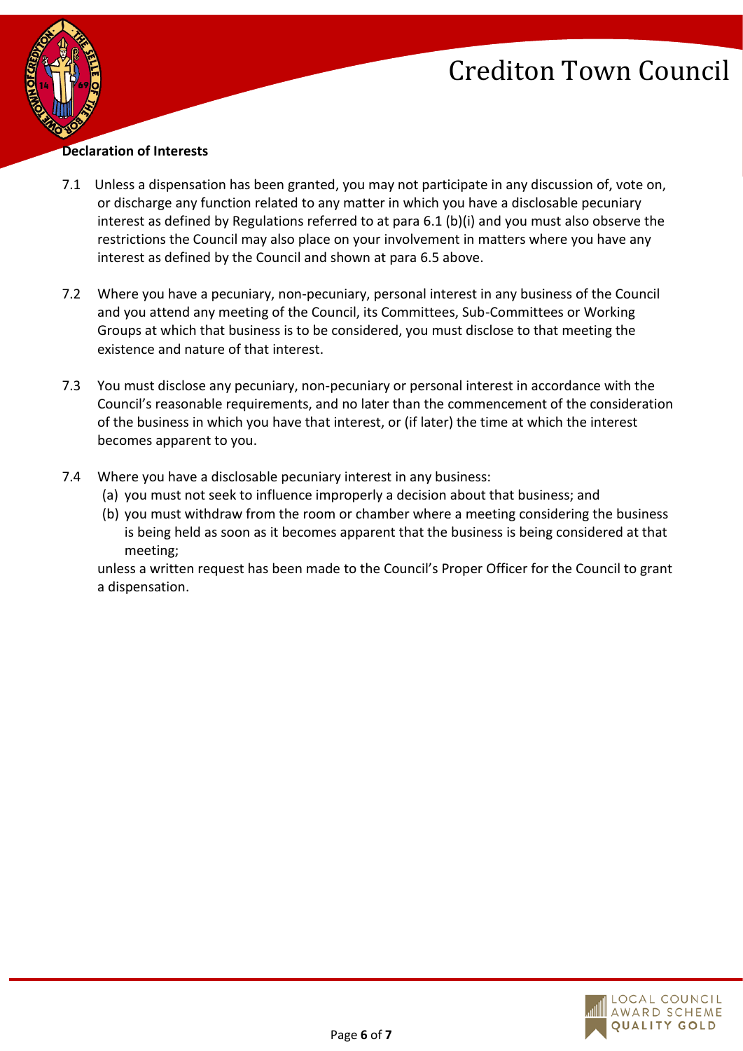**Declaration of Interests**

7.1 Unless a dispensation has been granted, you may not participate in any discussion of, vote on, or discharge any function related to any matter in which you have a disclosable pecuniary interest as defined by Regulations referred to at para 6.1 (b)(i) and you must also observe the restrictions the Council may also place on your involvement in matters where you have any interest as defined by the Council and shown at para 6.5 above.

7.2 Where you have a pecuniary, non-pecuniary, personal interest in any business of the Council and you attend any meeting of the Council, its Committees, Sub-Committees or Working Groups at which that business is to be considered, you must disclose to that meeting the existence and nature of that interest.

7.3 You must disclose any pecuniary, non-pecuniary or personal interest in accordance with the Council's reasonable requirements, and no later than the commencement of the consideration of the business in which you have that interest, or (if later) the time at which the interest becomes apparent to you.

7.4 Where you have a disclosable pecuniary interest in any business:

(a) you must not seek to influence improperly a decision about that business; and

(b) you must withdraw from the room or chamber where a meeting considering the business is being held as soon as it becomes apparent that the business is being considered at that meeting;

unless a written request has been made to the Council's Proper Officer for the Council to grant a dispensation.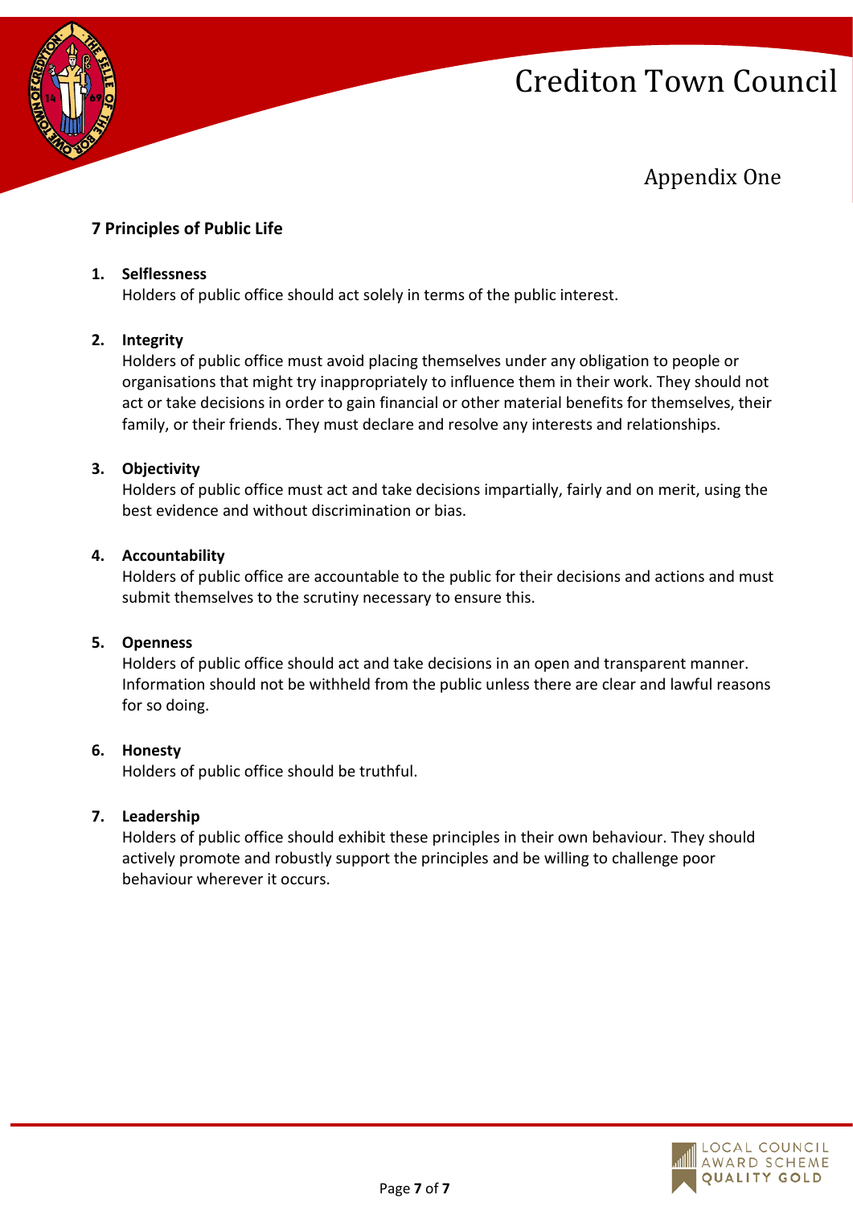# Appendix One

## 7 Principles of Public Life

1. **Selflessness**
   Holders of public office should act solely in terms of the public interest.

2. **Integrity**
   Holders of public office must avoid placing themselves under any obligation to people or organisations that might try inappropriately to influence them in their work. They should not act or take decisions in order to gain financial or other material benefits for themselves, their family, or their friends. They must declare and resolve any interests and relationships.

3. **Objectivity**
   Holders of public office must act and take decisions impartially, fairly and on merit, using the best evidence and without discrimination or bias.

4. **Accountability**
   Holders of public office are accountable to the public for their decisions and actions and must submit themselves to the scrutiny necessary to ensure this.

5. **Openness**
   Holders of public office should act and take decisions in an open and transparent manner. Information should not be withheld from the public unless there are clear and lawful reasons for so doing.

6. **Honesty**
   Holders of public office should be truthful.

7. **Leadership**
   Holders of public office should exhibit these principles in their own behaviour. They should actively promote and robustly support the principles and be willing to challenge poor behaviour wherever it occurs.